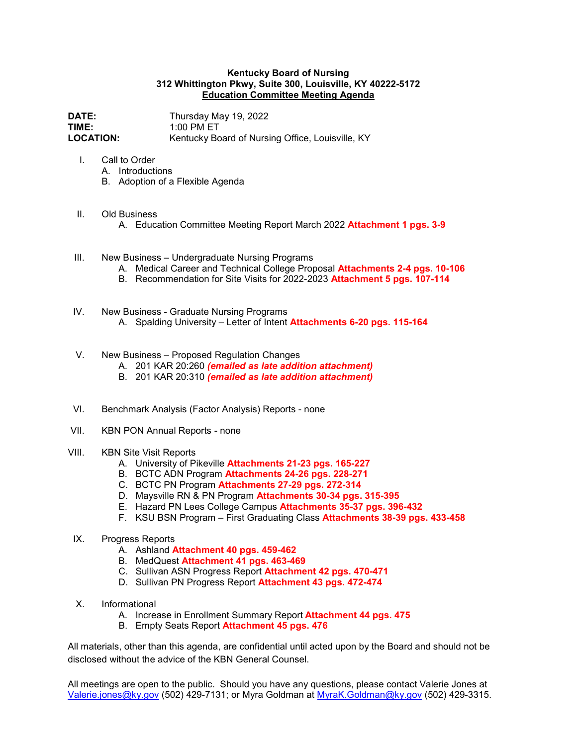**Kentucky Board of Nursing**
**312 Whittington Pkwy, Suite 300, Louisville, KY 40222-5172**
**Education Committee Meeting Agenda**

**DATE:** Thursday May 19, 2022
**TIME:** 1:00 PM ET
**LOCATION:** Kentucky Board of Nursing Office, Louisville, KY

I. Call to Order
   A. Introductions
   B. Adoption of a Flexible Agenda

II. Old Business
   A. Education Committee Meeting Report March 2022 **Attachment 1 pgs. 3-9**

III. New Business – Undergraduate Nursing Programs
   A. Medical Career and Technical College Proposal **Attachments 2-4 pgs. 10-106**
   B. Recommendation for Site Visits for 2022-2023 **Attachment 5 pgs. 107-114**

IV. New Business - Graduate Nursing Programs
   A. Spalding University – Letter of Intent **Attachments 6-20 pgs. 115-164**

V. New Business – Proposed Regulation Changes
   A. 201 KAR 20:260 ***(emailed as late addition attachment)***
   B. 201 KAR 20:310 ***(emailed as late addition attachment)***

VI. Benchmark Analysis (Factor Analysis) Reports - none

VII. KBN PON Annual Reports - none

VIII. KBN Site Visit Reports
   A. University of Pikeville **Attachments 21-23 pgs. 165-227**
   B. BCTC ADN Program **Attachments 24-26 pgs. 228-271**
   C. BCTC PN Program **Attachments 27-29 pgs. 272-314**
   D. Maysville RN & PN Program **Attachments 30-34 pgs. 315-395**
   E. Hazard PN Lees College Campus **Attachments 35-37 pgs. 396-432**
   F. KSU BSN Program – First Graduating Class **Attachments 38-39 pgs. 433-458**

IX. Progress Reports
   A. Ashland **Attachment 40 pgs. 459-462**
   B. MedQuest **Attachment 41 pgs. 463-469**
   C. Sullivan ASN Progress Report **Attachment 42 pgs. 470-471**
   D. Sullivan PN Progress Report **Attachment 43 pgs. 472-474**

X. Informational
   A. Increase in Enrollment Summary Report **Attachment 44 pgs. 475**
   B. Empty Seats Report **Attachment 45 pgs. 476**

All materials, other than this agenda, are confidential until acted upon by the Board and should not be disclosed without the advice of the KBN General Counsel.

All meetings are open to the public. Should you have any questions, please contact Valerie Jones at Valerie.jones@ky.gov (502) 429-7131; or Myra Goldman at MyraK.Goldman@ky.gov (502) 429-3315.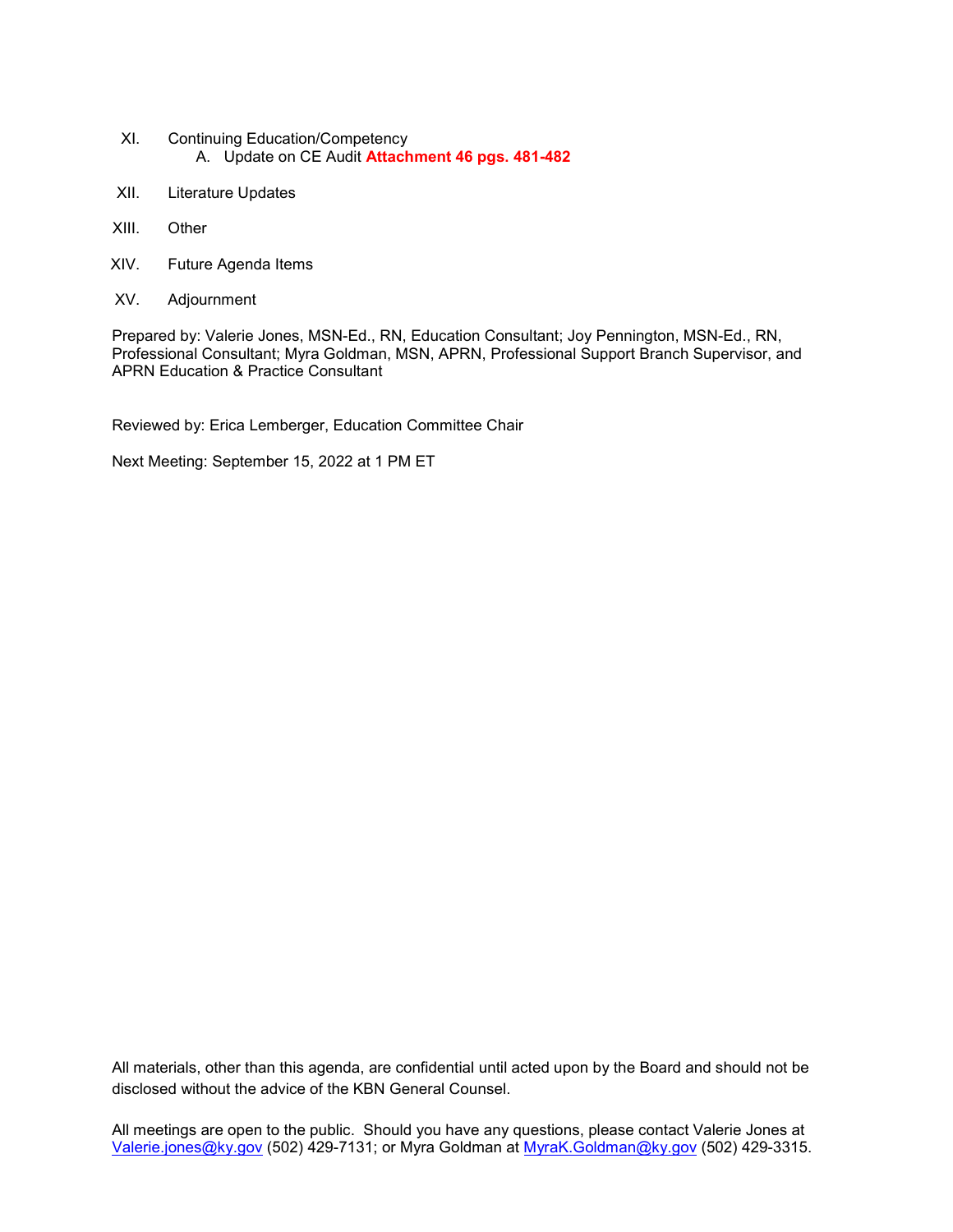XI. Continuing Education/Competency
  A. Update on CE Audit **Attachment 46 pgs. 481-482**

XII. Literature Updates

XIII. Other

XIV. Future Agenda Items

XV. Adjournment

Prepared by: Valerie Jones, MSN-Ed., RN, Education Consultant; Joy Pennington, MSN-Ed., RN, Professional Consultant; Myra Goldman, MSN, APRN, Professional Support Branch Supervisor, and APRN Education & Practice Consultant

Reviewed by: Erica Lemberger, Education Committee Chair

Next Meeting: September 15, 2022 at 1 PM ET

All materials, other than this agenda, are confidential until acted upon by the Board and should not be disclosed without the advice of the KBN General Counsel.

All meetings are open to the public. Should you have any questions, please contact Valerie Jones at Valerie.jones@ky.gov (502) 429-7131; or Myra Goldman at MyraK.Goldman@ky.gov (502) 429-3315.